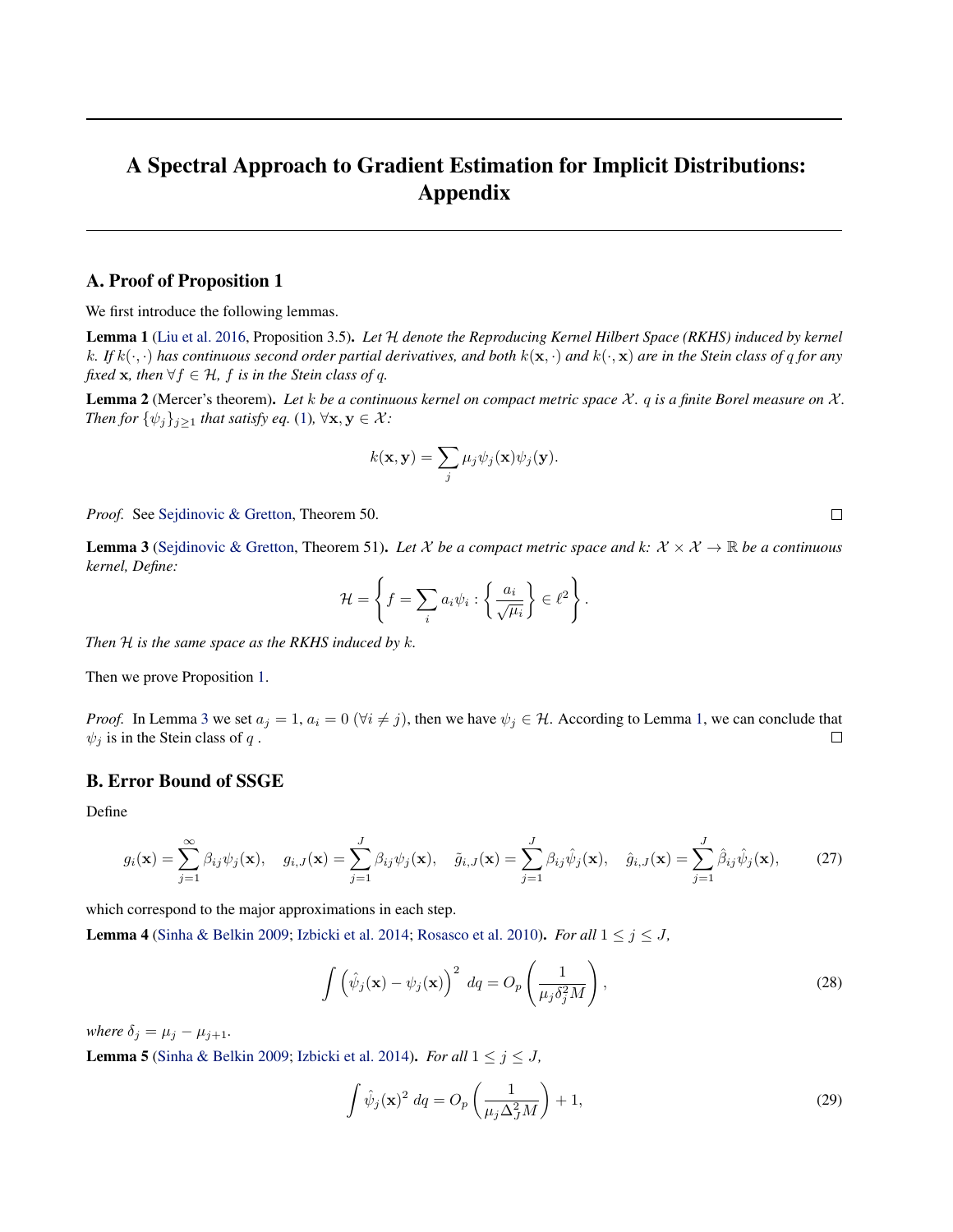# A Spectral Approach to Gradient Estimation for Implicit Distributions: Appendix

## A. Proof of Proposition 1

We first introduce the following lemmas.

**Lemma 1** (Liu et al. 2016, Proposition 3.5). *Let $\mathcal{H}$ denote the Reproducing Kernel Hilbert Space (RKHS) induced by kernel $k$. If $k(\cdot,\cdot)$ has continuous second order partial derivatives, and both $k(\mathbf{x},\cdot)$ and $k(\cdot,\mathbf{x})$ are in the Stein class of $q$ for any fixed $\mathbf{x}$, then $\forall f \in \mathcal{H}$, $f$ is in the Stein class of $q$.*

**Lemma 2** (Mercer's theorem). *Let $k$ be a continuous kernel on compact metric space $\mathcal{X}$. $q$ is a finite Borel measure on $\mathcal{X}$. Then for $\{\psi_j\}_{j\geq 1}$ that satisfy eq. (1), $\forall \mathbf{x}, \mathbf{y} \in \mathcal{X}$:*

$$k(\mathbf{x}, \mathbf{y}) = \sum_j \mu_j \psi_j(\mathbf{x}) \psi_j(\mathbf{y}).$$

*Proof.* See Sejdinovic & Gretton, Theorem 50. □

**Lemma 3** (Sejdinovic & Gretton, Theorem 51). *Let $\mathcal{X}$ be a compact metric space and $k$: $\mathcal{X} \times \mathcal{X} \to \mathbb{R}$ be a continuous kernel, Define:*

$$\mathcal{H} = \left\{ f = \sum_i a_i \psi_i : \left\{ \frac{a_i}{\sqrt{\mu_i}} \right\} \in \ell^2 \right\}.$$

*Then $\mathcal{H}$ is the same space as the RKHS induced by $k$.*

Then we prove Proposition 1.

*Proof.* In Lemma 3 we set $a_j = 1$, $a_i = 0$ ($\forall i \neq j$), then we have $\psi_j \in \mathcal{H}$. According to Lemma 1, we can conclude that $\psi_j$ is in the Stein class of $q$ . □

## B. Error Bound of SSGE

Define

$$g_i(\mathbf{x}) = \sum_{j=1}^{\infty} \beta_{ij} \psi_j(\mathbf{x}), \quad g_{i,J}(\mathbf{x}) = \sum_{j=1}^{J} \beta_{ij} \psi_j(\mathbf{x}), \quad \tilde{g}_{i,J}(\mathbf{x}) = \sum_{j=1}^{J} \beta_{ij} \hat{\psi}_j(\mathbf{x}), \quad \hat{g}_{i,J}(\mathbf{x}) = \sum_{j=1}^{J} \hat{\beta}_{ij} \hat{\psi}_j(\mathbf{x}), \tag{27}$$

which correspond to the major approximations in each step.

**Lemma 4** (Sinha & Belkin 2009; Izbicki et al. 2014; Rosasco et al. 2010). *For all $1 \leq j \leq J$,*

$$\int \left( \hat{\psi}_j(\mathbf{x}) - \psi_j(\mathbf{x}) \right)^2 \, dq = O_p \left( \frac{1}{\mu_j \delta_j^2 M} \right), \tag{28}$$

*where $\delta_j = \mu_j - \mu_{j+1}$.*

**Lemma 5** (Sinha & Belkin 2009; Izbicki et al. 2014). *For all $1 \leq j \leq J$,*

$$\int \hat{\psi}_j(\mathbf{x})^2 \, dq = O_p \left( \frac{1}{\mu_j \Delta_J^2 M} \right) + 1, \tag{29}$$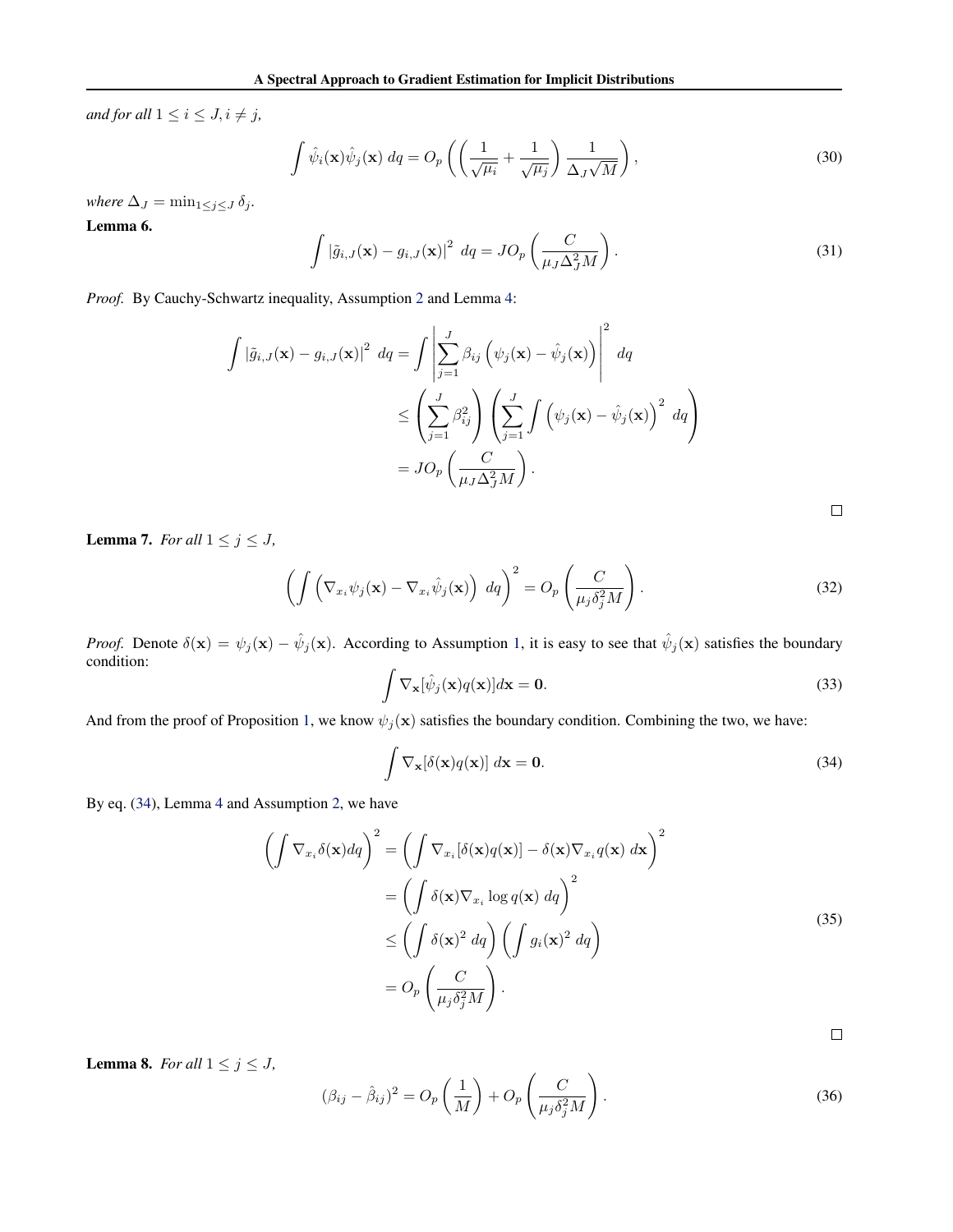*and for all* $1 \leq i \leq J, i \neq j$,

$$\int \hat{\psi}_i(\mathbf{x})\hat{\psi}_j(\mathbf{x})\ dq = O_p\left(\left(\frac{1}{\sqrt{\mu_i}} + \frac{1}{\sqrt{\mu_j}}\right)\frac{1}{\Delta_J\sqrt{M}}\right), \tag{30}$$

*where* $\Delta_J = \min_{1\leq j\leq J}\delta_j$.

**Lemma 6.**

$$\int \left|\tilde{g}_{i,J}(\mathbf{x}) - g_{i,J}(\mathbf{x})\right|^2\ dq = JO_p\left(\frac{C}{\mu_J\Delta_J^2 M}\right). \tag{31}$$

*Proof.* By Cauchy-Schwartz inequality, Assumption 2 and Lemma 4:

$$\begin{aligned}
\int \left|\tilde{g}_{i,J}(\mathbf{x}) - g_{i,J}(\mathbf{x})\right|^2\ dq &= \int \left|\sum_{j=1}^{J}\beta_{ij}\left(\psi_j(\mathbf{x}) - \hat{\psi}_j(\mathbf{x})\right)\right|^2\ dq \\
&\leq \left(\sum_{j=1}^{J}\beta_{ij}^2\right)\left(\sum_{j=1}^{J}\int\left(\psi_j(\mathbf{x}) - \hat{\psi}_j(\mathbf{x})\right)^2\ dq\right) \\
&= JO_p\left(\frac{C}{\mu_J\Delta_J^2 M}\right).
\end{aligned}$$

□

**Lemma 7.** *For all* $1 \leq j \leq J$,

$$\left(\int\left(\nabla_{x_i}\psi_j(\mathbf{x}) - \nabla_{x_i}\hat{\psi}_j(\mathbf{x})\right)\ dq\right)^2 = O_p\left(\frac{C}{\mu_j\delta_j^2 M}\right). \tag{32}$$

*Proof.* Denote $\delta(\mathbf{x}) = \psi_j(\mathbf{x}) - \hat{\psi}_j(\mathbf{x})$. According to Assumption 1, it is easy to see that $\hat{\psi}_j(\mathbf{x})$ satisfies the boundary condition:

$$\int \nabla_{\mathbf{x}}[\hat{\psi}_j(\mathbf{x})q(\mathbf{x})]d\mathbf{x} = \mathbf{0}. \tag{33}$$

And from the proof of Proposition 1, we know $\psi_j(\mathbf{x})$ satisfies the boundary condition. Combining the two, we have:

$$\int \nabla_{\mathbf{x}}[\delta(\mathbf{x})q(\mathbf{x})]\ d\mathbf{x} = \mathbf{0}. \tag{34}$$

By eq. (34), Lemma 4 and Assumption 2, we have

$$\begin{aligned}
\left(\int \nabla_{x_i}\delta(\mathbf{x})dq\right)^2 &= \left(\int \nabla_{x_i}[\delta(\mathbf{x})q(\mathbf{x})] - \delta(\mathbf{x})\nabla_{x_i}q(\mathbf{x})\ d\mathbf{x}\right)^2 \\
&= \left(\int \delta(\mathbf{x})\nabla_{x_i}\log q(\mathbf{x})\ dq\right)^2 \\
&\leq \left(\int \delta(\mathbf{x})^2\ dq\right)\left(\int g_i(\mathbf{x})^2\ dq\right) \\
&= O_p\left(\frac{C}{\mu_j\delta_j^2 M}\right).
\end{aligned} \tag{35}$$

□

**Lemma 8.** *For all* $1 \leq j \leq J$,

$$(\beta_{ij} - \hat{\beta}_{ij})^2 = O_p\left(\frac{1}{M}\right) + O_p\left(\frac{C}{\mu_j\delta_j^2 M}\right). \tag{36}$$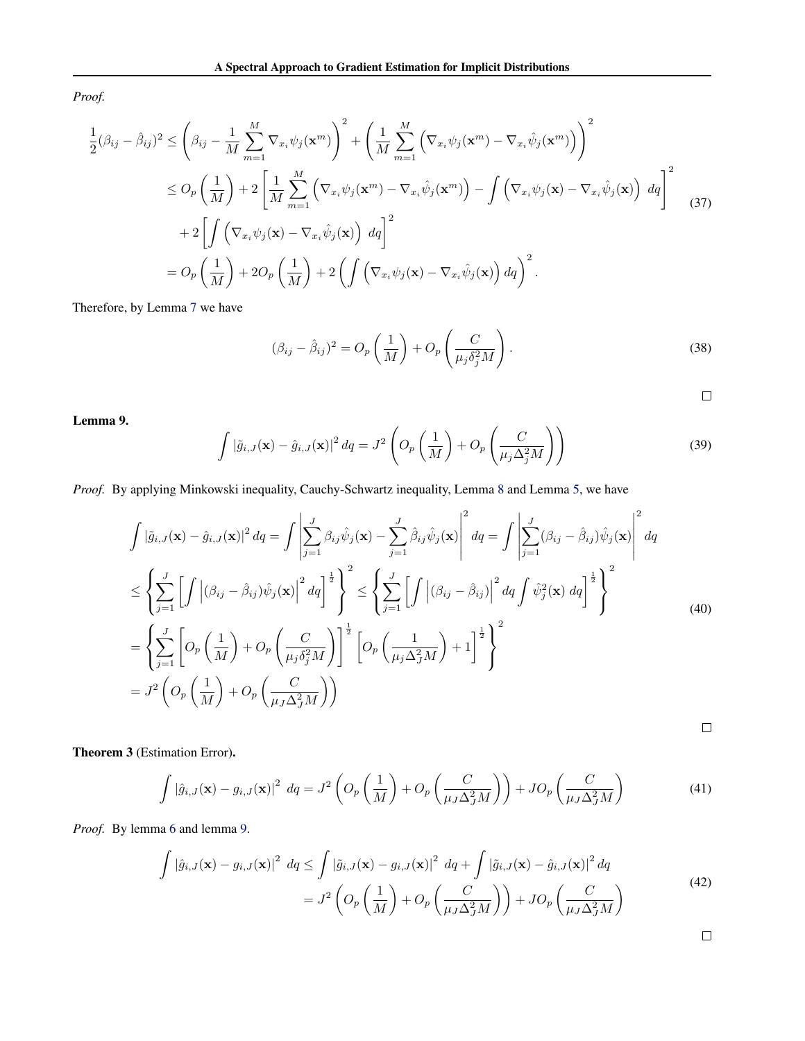*Proof.*

$$
\begin{aligned}
\frac{1}{2}(\beta_{ij} - \hat{\beta}_{ij})^2 &\leq \left( \beta_{ij} - \frac{1}{M} \sum_{m=1}^{M} \nabla_{x_i} \psi_j(\mathbf{x}^m) \right)^2 + \left( \frac{1}{M} \sum_{m=1}^{M} \left( \nabla_{x_i} \psi_j(\mathbf{x}^m) - \nabla_{x_i} \hat{\psi}_j(\mathbf{x}^m) \right) \right)^2 \\
&\leq O_p\left(\frac{1}{M}\right) + 2 \left[ \frac{1}{M} \sum_{m=1}^{M} \left( \nabla_{x_i} \psi_j(\mathbf{x}^m) - \nabla_{x_i} \hat{\psi}_j(\mathbf{x}^m) \right) - \int \left( \nabla_{x_i} \psi_j(\mathbf{x}) - \nabla_{x_i} \hat{\psi}_j(\mathbf{x}) \right) \, dq \right]^2 \\
&\quad + 2 \left[ \int \left( \nabla_{x_i} \psi_j(\mathbf{x}) - \nabla_{x_i} \hat{\psi}_j(\mathbf{x}) \right) \, dq \right]^2 \\
&= O_p\left(\frac{1}{M}\right) + 2 O_p\left(\frac{1}{M}\right) + 2 \left( \int \left( \nabla_{x_i} \psi_j(\mathbf{x}) - \nabla_{x_i} \hat{\psi}_j(\mathbf{x}) \right) dq \right)^2 .
\end{aligned}
\tag{37}
$$

Therefore, by Lemma 7 we have

$$
(\beta_{ij} - \hat{\beta}_{ij})^2 = O_p\left(\frac{1}{M}\right) + O_p\left(\frac{C}{\mu_j \delta_j^2 M}\right). \tag{38}
$$

□

**Lemma 9.**

$$
\int \left| \tilde{g}_{i,J}(\mathbf{x}) - \hat{g}_{i,J}(\mathbf{x}) \right|^2 dq = J^2 \left( O_p\left(\frac{1}{M}\right) + O_p\left(\frac{C}{\mu_j \Delta_j^2 M}\right) \right) \tag{39}
$$

*Proof.* By applying Minkowski inequality, Cauchy-Schwartz inequality, Lemma 8 and Lemma 5, we have

$$
\begin{aligned}
\int \left| \tilde{g}_{i,J}(\mathbf{x}) - \hat{g}_{i,J}(\mathbf{x}) \right|^2 dq &= \int \left| \sum_{j=1}^{J} \beta_{ij} \hat{\psi}_j(\mathbf{x}) - \sum_{j=1}^{J} \hat{\beta}_{ij} \hat{\psi}_j(\mathbf{x}) \right|^2 dq = \int \left| \sum_{j=1}^{J} (\beta_{ij} - \hat{\beta}_{ij}) \hat{\psi}_j(\mathbf{x}) \right|^2 dq \\
&\leq \left\{ \sum_{j=1}^{J} \left[ \int \left| (\beta_{ij} - \hat{\beta}_{ij}) \hat{\psi}_j(\mathbf{x}) \right|^2 dq \right]^{\frac{1}{2}} \right\}^2 \leq \left\{ \sum_{j=1}^{J} \left[ \int \left| (\beta_{ij} - \hat{\beta}_{ij}) \right|^2 dq \int \hat{\psi}_j^2(\mathbf{x}) \, dq \right]^{\frac{1}{2}} \right\}^2 \\
&= \left\{ \sum_{j=1}^{J} \left[ O_p\left(\frac{1}{M}\right) + O_p\left(\frac{C}{\mu_j \delta_j^2 M}\right) \right]^{\frac{1}{2}} \left[ O_p\left(\frac{1}{\mu_j \Delta_J^2 M}\right) + 1 \right]^{\frac{1}{2}} \right\}^2 \\
&= J^2 \left( O_p\left(\frac{1}{M}\right) + O_p\left(\frac{C}{\mu_J \Delta_J^2 M}\right) \right)
\end{aligned}
\tag{40}
$$

□

**Theorem 3** (Estimation Error)**.**

$$
\int \left| \hat{g}_{i,J}(\mathbf{x}) - g_{i,J}(\mathbf{x}) \right|^2 \, dq = J^2 \left( O_p\left(\frac{1}{M}\right) + O_p\left(\frac{C}{\mu_J \Delta_J^2 M}\right) \right) + J O_p\left(\frac{C}{\mu_J \Delta_J^2 M}\right) \tag{41}
$$

*Proof.* By lemma 6 and lemma 9.

$$
\begin{aligned}
\int \left| \hat{g}_{i,J}(\mathbf{x}) - g_{i,J}(\mathbf{x}) \right|^2 \, dq &\leq \int \left| \tilde{g}_{i,J}(\mathbf{x}) - g_{i,J}(\mathbf{x}) \right|^2 \, dq + \int \left| \tilde{g}_{i,J}(\mathbf{x}) - \hat{g}_{i,J}(\mathbf{x}) \right|^2 dq \\
&= J^2 \left( O_p\left(\frac{1}{M}\right) + O_p\left(\frac{C}{\mu_J \Delta_J^2 M}\right) \right) + J O_p\left(\frac{C}{\mu_J \Delta_J^2 M}\right)
\end{aligned}
\tag{42}
$$

□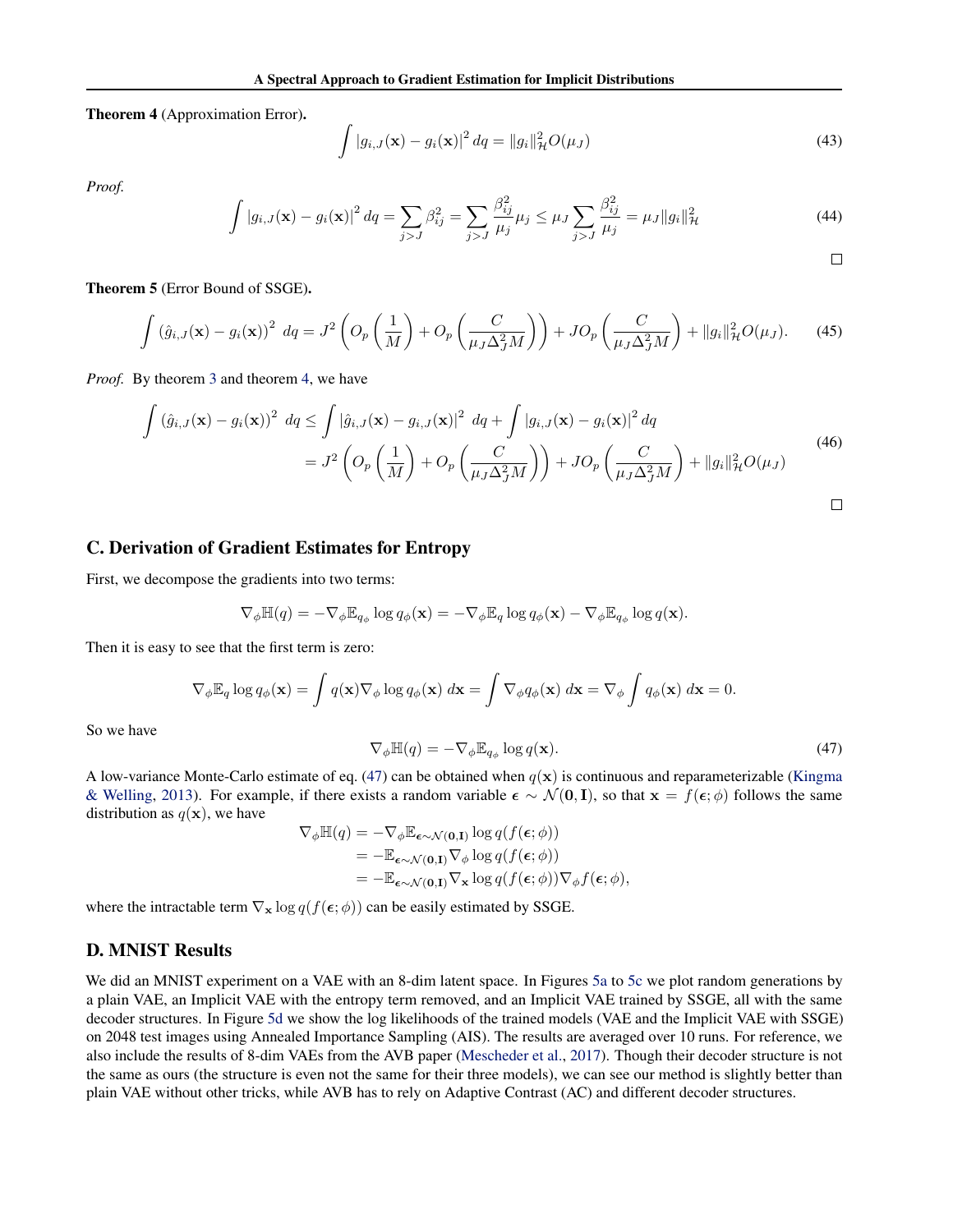**Theorem 4** (Approximation Error)**.**

$$\int |g_{i,J}(\mathbf{x}) - g_i(\mathbf{x})|^2 \, dq = \|g_i\|_{\mathcal{H}}^2 O(\mu_J) \tag{43}$$

*Proof.*

$$\int |g_{i,J}(\mathbf{x}) - g_i(\mathbf{x})|^2 \, dq = \sum_{j>J} \beta_{ij}^2 = \sum_{j>J} \frac{\beta_{ij}^2}{\mu_j}\mu_j \leq \mu_J \sum_{j>J} \frac{\beta_{ij}^2}{\mu_j} = \mu_J \|g_i\|_{\mathcal{H}}^2 \tag{44}$$

□

**Theorem 5** (Error Bound of SSGE)**.**

$$\int \left(\hat{g}_{i,J}(\mathbf{x}) - g_i(\mathbf{x})\right)^2 \, dq = J^2 \left( O_p\left(\frac{1}{M}\right) + O_p\left(\frac{C}{\mu_J \Delta_J^2 M}\right) \right) + J O_p\left(\frac{C}{\mu_J \Delta_J^2 M}\right) + \|g_i\|_{\mathcal{H}}^2 O(\mu_J). \tag{45}$$

*Proof.* By theorem 3 and theorem 4, we have

$$\begin{aligned}
\int \left(\hat{g}_{i,J}(\mathbf{x}) - g_i(\mathbf{x})\right)^2 \, dq &\leq \int |\hat{g}_{i,J}(\mathbf{x}) - g_{i,J}(\mathbf{x})|^2 \, dq + \int |g_{i,J}(\mathbf{x}) - g_i(\mathbf{x})|^2 \, dq \\
&= J^2 \left( O_p\left(\frac{1}{M}\right) + O_p\left(\frac{C}{\mu_J \Delta_J^2 M}\right) \right) + J O_p\left(\frac{C}{\mu_J \Delta_J^2 M}\right) + \|g_i\|_{\mathcal{H}}^2 O(\mu_J)
\end{aligned} \tag{46}$$

□

## C. Derivation of Gradient Estimates for Entropy

First, we decompose the gradients into two terms:

$$\nabla_\phi \mathbb{H}(q) = -\nabla_\phi \mathbb{E}_{q_\phi} \log q_\phi(\mathbf{x}) = -\nabla_\phi \mathbb{E}_q \log q_\phi(\mathbf{x}) - \nabla_\phi \mathbb{E}_{q_\phi} \log q(\mathbf{x}).$$

Then it is easy to see that the first term is zero:

$$\nabla_\phi \mathbb{E}_q \log q_\phi(\mathbf{x}) = \int q(\mathbf{x}) \nabla_\phi \log q_\phi(\mathbf{x}) \, d\mathbf{x} = \int \nabla_\phi q_\phi(\mathbf{x}) \, d\mathbf{x} = \nabla_\phi \int q_\phi(\mathbf{x}) \, d\mathbf{x} = 0.$$

So we have

$$\nabla_\phi \mathbb{H}(q) = -\nabla_\phi \mathbb{E}_{q_\phi} \log q(\mathbf{x}). \tag{47}$$

A low-variance Monte-Carlo estimate of eq. (47) can be obtained when $q(\mathbf{x})$ is continuous and reparameterizable (Kingma & Welling, 2013). For example, if there exists a random variable $\boldsymbol{\epsilon} \sim \mathcal{N}(\mathbf{0}, \mathbf{I})$, so that $\mathbf{x} = f(\boldsymbol{\epsilon}; \phi)$ follows the same distribution as $q(\mathbf{x})$, we have

$$\begin{aligned}
\nabla_\phi \mathbb{H}(q) &= -\nabla_\phi \mathbb{E}_{\boldsymbol{\epsilon} \sim \mathcal{N}(\mathbf{0},\mathbf{I})} \log q(f(\boldsymbol{\epsilon}; \phi)) \\
&= -\mathbb{E}_{\boldsymbol{\epsilon} \sim \mathcal{N}(\mathbf{0},\mathbf{I})} \nabla_\phi \log q(f(\boldsymbol{\epsilon}; \phi)) \\
&= -\mathbb{E}_{\boldsymbol{\epsilon} \sim \mathcal{N}(\mathbf{0},\mathbf{I})} \nabla_{\mathbf{x}} \log q(f(\boldsymbol{\epsilon}; \phi)) \nabla_\phi f(\boldsymbol{\epsilon}; \phi),
\end{aligned}$$

where the intractable term $\nabla_{\mathbf{x}} \log q(f(\boldsymbol{\epsilon}; \phi))$ can be easily estimated by SSGE.

## D. MNIST Results

We did an MNIST experiment on a VAE with an 8-dim latent space. In Figures 5a to 5c we plot random generations by a plain VAE, an Implicit VAE with the entropy term removed, and an Implicit VAE trained by SSGE, all with the same decoder structures. In Figure 5d we show the log likelihoods of the trained models (VAE and the Implicit VAE with SSGE) on 2048 test images using Annealed Importance Sampling (AIS). The results are averaged over 10 runs. For reference, we also include the results of 8-dim VAEs from the AVB paper (Mescheder et al., 2017). Though their decoder structure is not the same as ours (the structure is even not the same for their three models), we can see our method is slightly better than plain VAE without other tricks, while AVB has to rely on Adaptive Contrast (AC) and different decoder structures.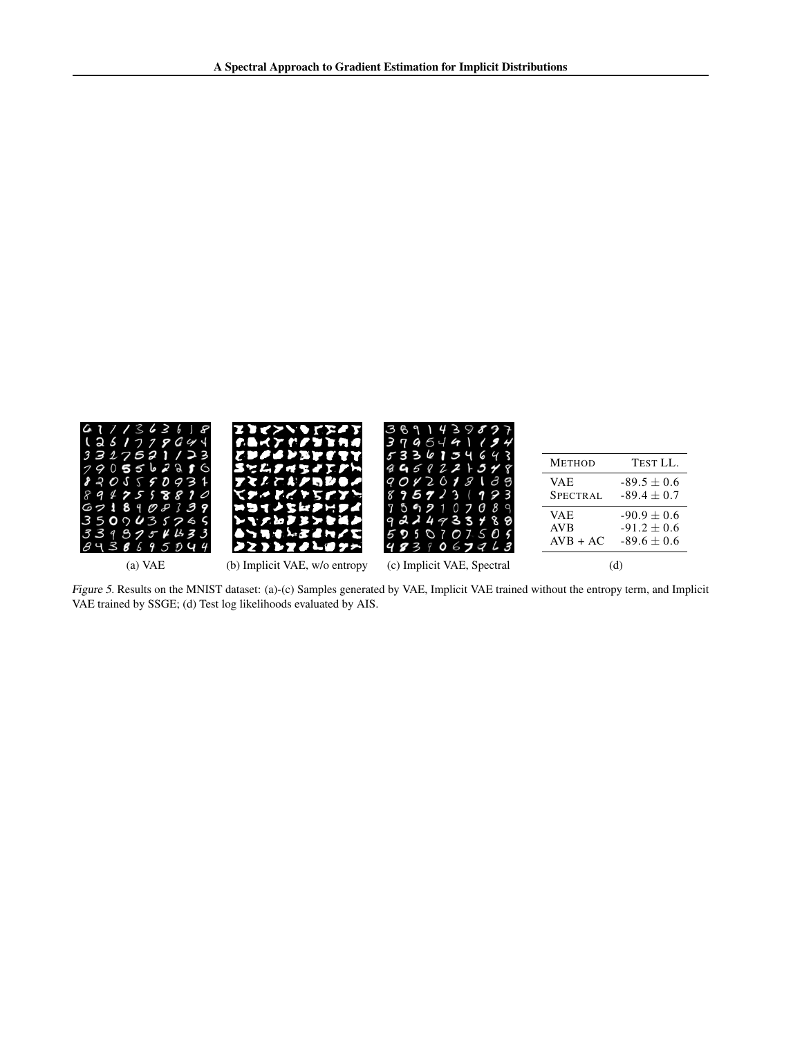(a) VAE

(b) Implicit VAE, w/o entropy

(c) Implicit VAE, Spectral

| METHOD | TEST LL. |
|---|---|
| VAE | -89.5 ± 0.6 |
| SPECTRAL | -89.4 ± 0.7 |
| VAE | -90.9 ± 0.6 |
| AVB | -91.2 ± 0.6 |
| AVB + AC | -89.6 ± 0.6 |

(d)

*Figure 5.* Results on the MNIST dataset: (a)-(c) Samples generated by VAE, Implicit VAE trained without the entropy term, and Implicit VAE trained by SSGE; (d) Test log likelihoods evaluated by AIS.